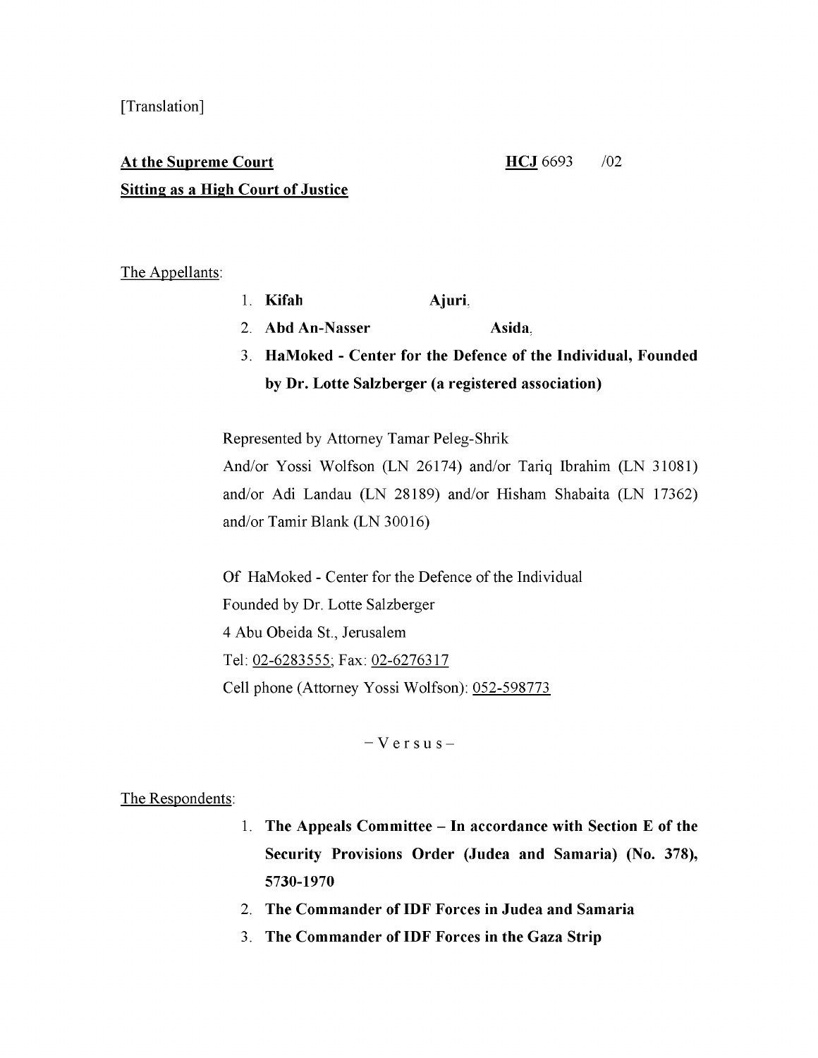[Translation]

**At the Supreme Court** **HCJ** 6693 /02

**Sitting as a High Court of Justice**

The Appellants:

1. **Kifah Ajuri**,
2. **Abd An-Nasser Asida**,
3. **HaMoked - Center for the Defence of the Individual, Founded by Dr. Lotte Salzberger (a registered association)**

Represented by Attorney Tamar Peleg-Shrik
And/or Yossi Wolfson (LN 26174) and/or Tariq Ibrahim (LN 31081) and/or Adi Landau (LN 28189) and/or Hisham Shabaita (LN 17362) and/or Tamir Blank (LN 30016)

Of HaMoked - Center for the Defence of the Individual
Founded by Dr. Lotte Salzberger
4 Abu Obeida St., Jerusalem
Tel: 02-6283555; Fax: 02-6276317
Cell phone (Attorney Yossi Wolfson): 052-598773

– V e r s u s –

The Respondents:

1. **The Appeals Committee – In accordance with Section E of the Security Provisions Order (Judea and Samaria) (No. 378), 5730-1970**
2. **The Commander of IDF Forces in Judea and Samaria**
3. **The Commander of IDF Forces in the Gaza Strip**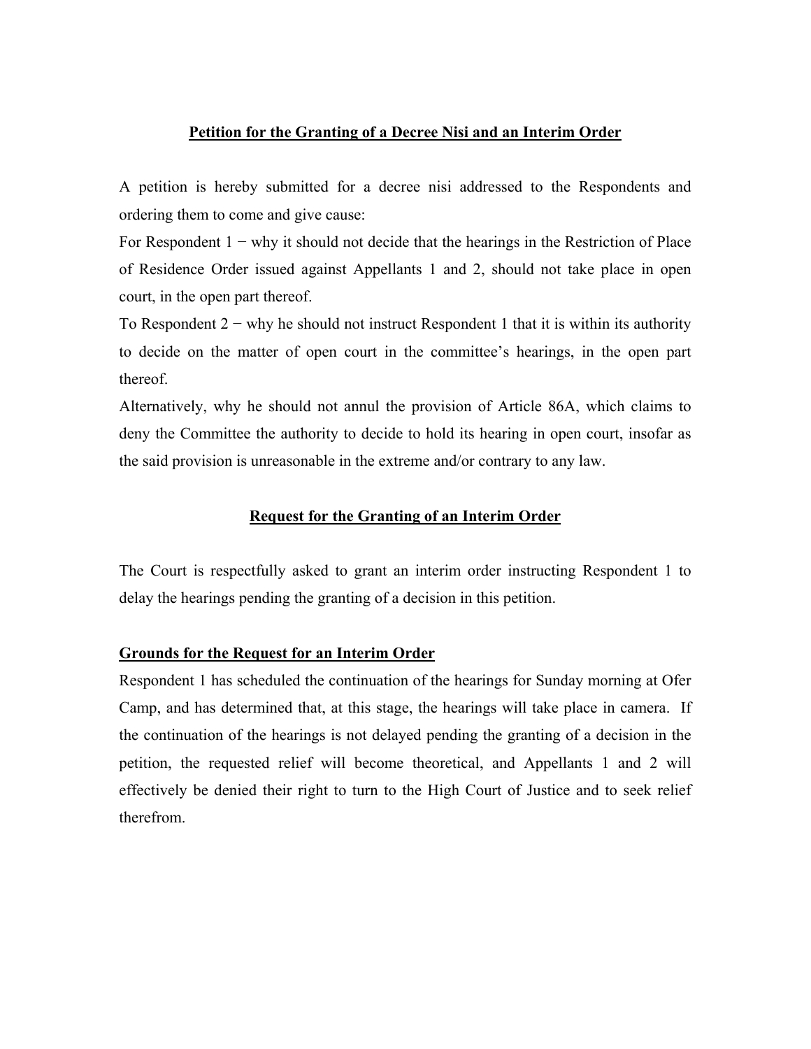## Petition for the Granting of a Decree Nisi and an Interim Order

A petition is hereby submitted for a decree nisi addressed to the Respondents and ordering them to come and give cause:

For Respondent 1 − why it should not decide that the hearings in the Restriction of Place of Residence Order issued against Appellants 1 and 2, should not take place in open court, in the open part thereof.

To Respondent 2 − why he should not instruct Respondent 1 that it is within its authority to decide on the matter of open court in the committee's hearings, in the open part thereof.

Alternatively, why he should not annul the provision of Article 86A, which claims to deny the Committee the authority to decide to hold its hearing in open court, insofar as the said provision is unreasonable in the extreme and/or contrary to any law.

## Request for the Granting of an Interim Order

The Court is respectfully asked to grant an interim order instructing Respondent 1 to delay the hearings pending the granting of a decision in this petition.

### Grounds for the Request for an Interim Order

Respondent 1 has scheduled the continuation of the hearings for Sunday morning at Ofer Camp, and has determined that, at this stage, the hearings will take place in camera. If the continuation of the hearings is not delayed pending the granting of a decision in the petition, the requested relief will become theoretical, and Appellants 1 and 2 will effectively be denied their right to turn to the High Court of Justice and to seek relief therefrom.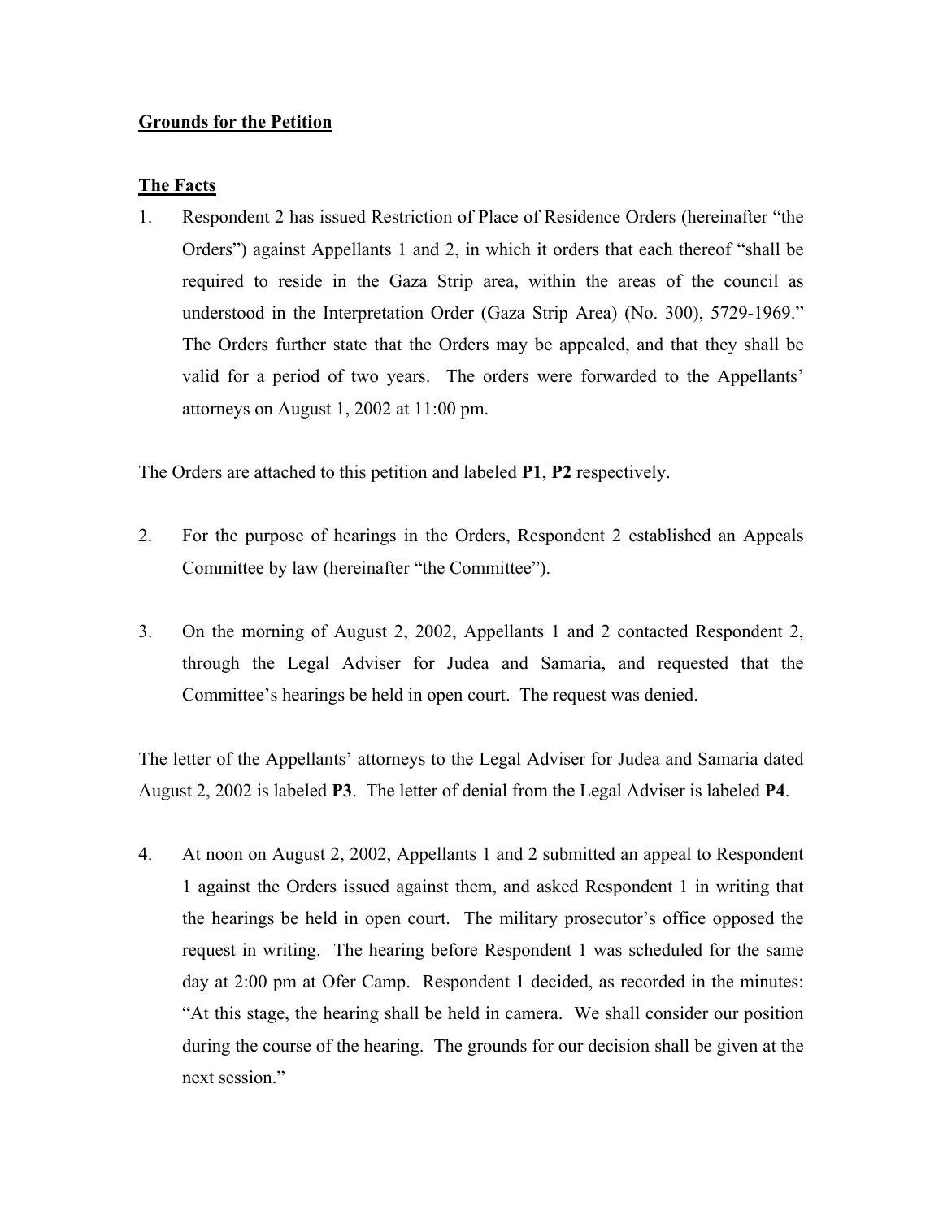**Grounds for the Petition**

**The Facts**

1. Respondent 2 has issued Restriction of Place of Residence Orders (hereinafter "the Orders") against Appellants 1 and 2, in which it orders that each thereof "shall be required to reside in the Gaza Strip area, within the areas of the council as understood in the Interpretation Order (Gaza Strip Area) (No. 300), 5729-1969." The Orders further state that the Orders may be appealed, and that they shall be valid for a period of two years. The orders were forwarded to the Appellants' attorneys on August 1, 2002 at 11:00 pm.

The Orders are attached to this petition and labeled **P1**, **P2** respectively.

2. For the purpose of hearings in the Orders, Respondent 2 established an Appeals Committee by law (hereinafter "the Committee").

3. On the morning of August 2, 2002, Appellants 1 and 2 contacted Respondent 2, through the Legal Adviser for Judea and Samaria, and requested that the Committee's hearings be held in open court. The request was denied.

The letter of the Appellants' attorneys to the Legal Adviser for Judea and Samaria dated August 2, 2002 is labeled **P3**. The letter of denial from the Legal Adviser is labeled **P4**.

4. At noon on August 2, 2002, Appellants 1 and 2 submitted an appeal to Respondent 1 against the Orders issued against them, and asked Respondent 1 in writing that the hearings be held in open court. The military prosecutor's office opposed the request in writing. The hearing before Respondent 1 was scheduled for the same day at 2:00 pm at Ofer Camp. Respondent 1 decided, as recorded in the minutes: "At this stage, the hearing shall be held in camera. We shall consider our position during the course of the hearing. The grounds for our decision shall be given at the next session."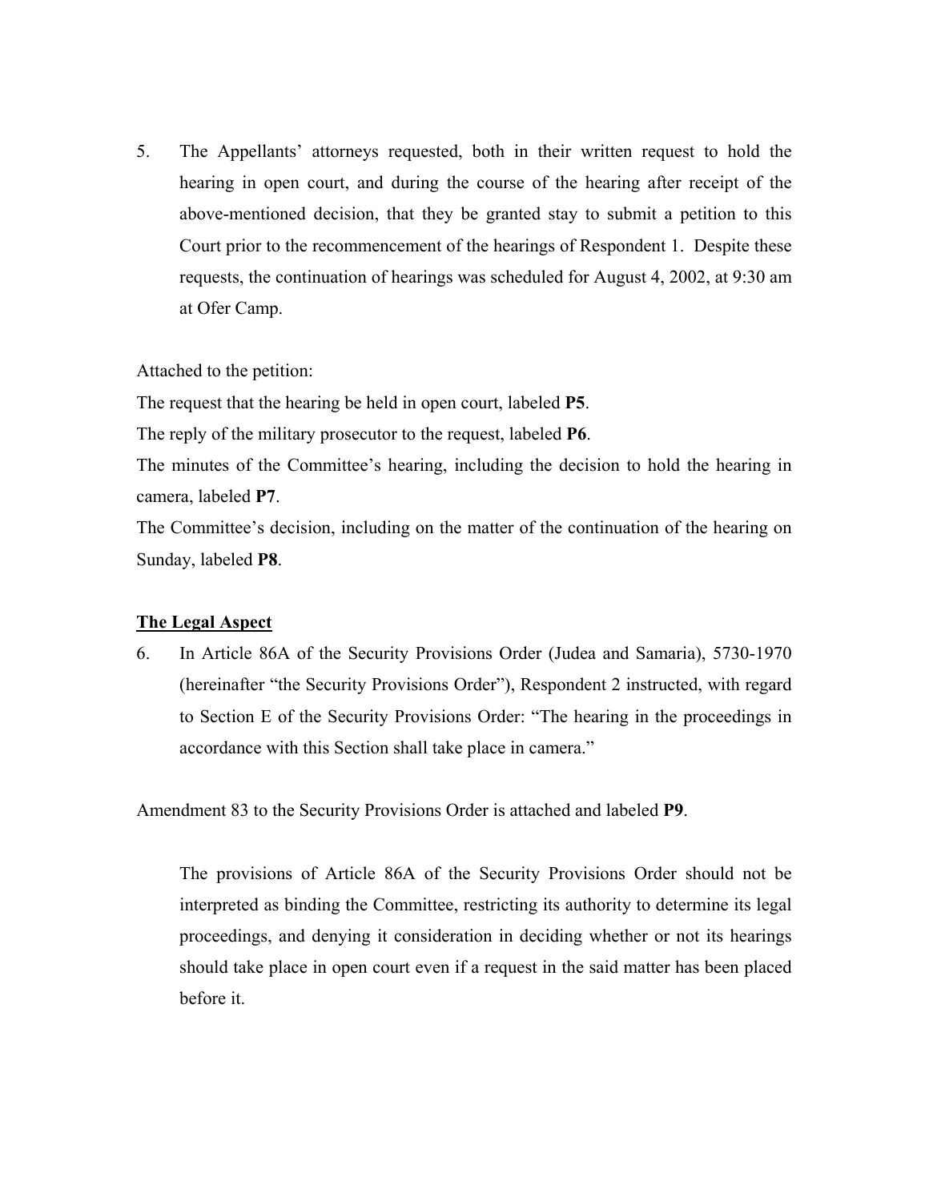5. The Appellants' attorneys requested, both in their written request to hold the hearing in open court, and during the course of the hearing after receipt of the above-mentioned decision, that they be granted stay to submit a petition to this Court prior to the recommencement of the hearings of Respondent 1. Despite these requests, the continuation of hearings was scheduled for August 4, 2002, at 9:30 am at Ofer Camp.

Attached to the petition:

The request that the hearing be held in open court, labeled **P5**.

The reply of the military prosecutor to the request, labeled **P6**.

The minutes of the Committee's hearing, including the decision to hold the hearing in camera, labeled **P7**.

The Committee's decision, including on the matter of the continuation of the hearing on Sunday, labeled **P8**.

## The Legal Aspect

6. In Article 86A of the Security Provisions Order (Judea and Samaria), 5730-1970 (hereinafter "the Security Provisions Order"), Respondent 2 instructed, with regard to Section E of the Security Provisions Order: "The hearing in the proceedings in accordance with this Section shall take place in camera."

Amendment 83 to the Security Provisions Order is attached and labeled **P9**.

The provisions of Article 86A of the Security Provisions Order should not be interpreted as binding the Committee, restricting its authority to determine its legal proceedings, and denying it consideration in deciding whether or not its hearings should take place in open court even if a request in the said matter has been placed before it.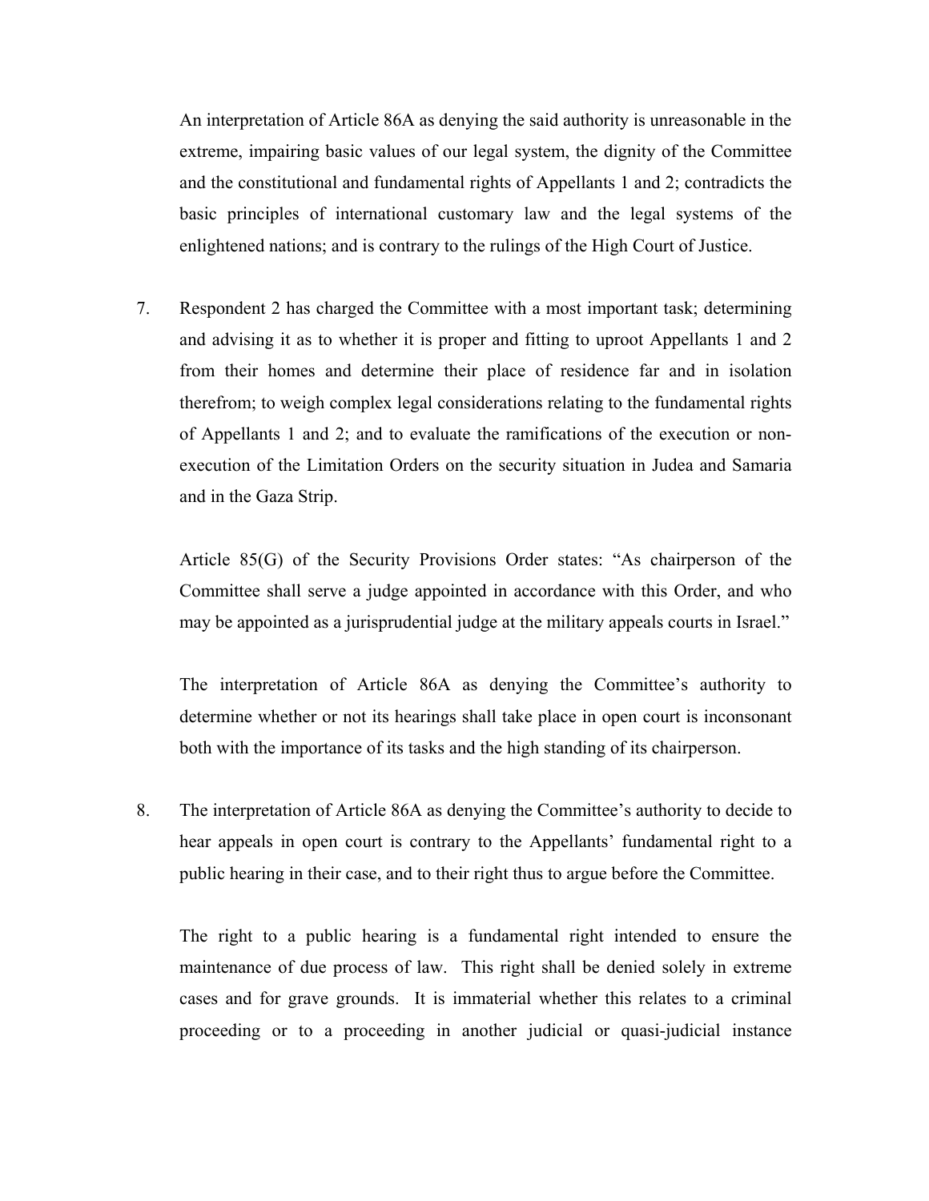An interpretation of Article 86A as denying the said authority is unreasonable in the extreme, impairing basic values of our legal system, the dignity of the Committee and the constitutional and fundamental rights of Appellants 1 and 2; contradicts the basic principles of international customary law and the legal systems of the enlightened nations; and is contrary to the rulings of the High Court of Justice.

7. Respondent 2 has charged the Committee with a most important task; determining and advising it as to whether it is proper and fitting to uproot Appellants 1 and 2 from their homes and determine their place of residence far and in isolation therefrom; to weigh complex legal considerations relating to the fundamental rights of Appellants 1 and 2; and to evaluate the ramifications of the execution or non-execution of the Limitation Orders on the security situation in Judea and Samaria and in the Gaza Strip.

   Article 85(G) of the Security Provisions Order states: "As chairperson of the Committee shall serve a judge appointed in accordance with this Order, and who may be appointed as a jurisprudential judge at the military appeals courts in Israel."

   The interpretation of Article 86A as denying the Committee's authority to determine whether or not its hearings shall take place in open court is inconsonant both with the importance of its tasks and the high standing of its chairperson.

8. The interpretation of Article 86A as denying the Committee's authority to decide to hear appeals in open court is contrary to the Appellants' fundamental right to a public hearing in their case, and to their right thus to argue before the Committee.

   The right to a public hearing is a fundamental right intended to ensure the maintenance of due process of law. This right shall be denied solely in extreme cases and for grave grounds. It is immaterial whether this relates to a criminal proceeding or to a proceeding in another judicial or quasi-judicial instance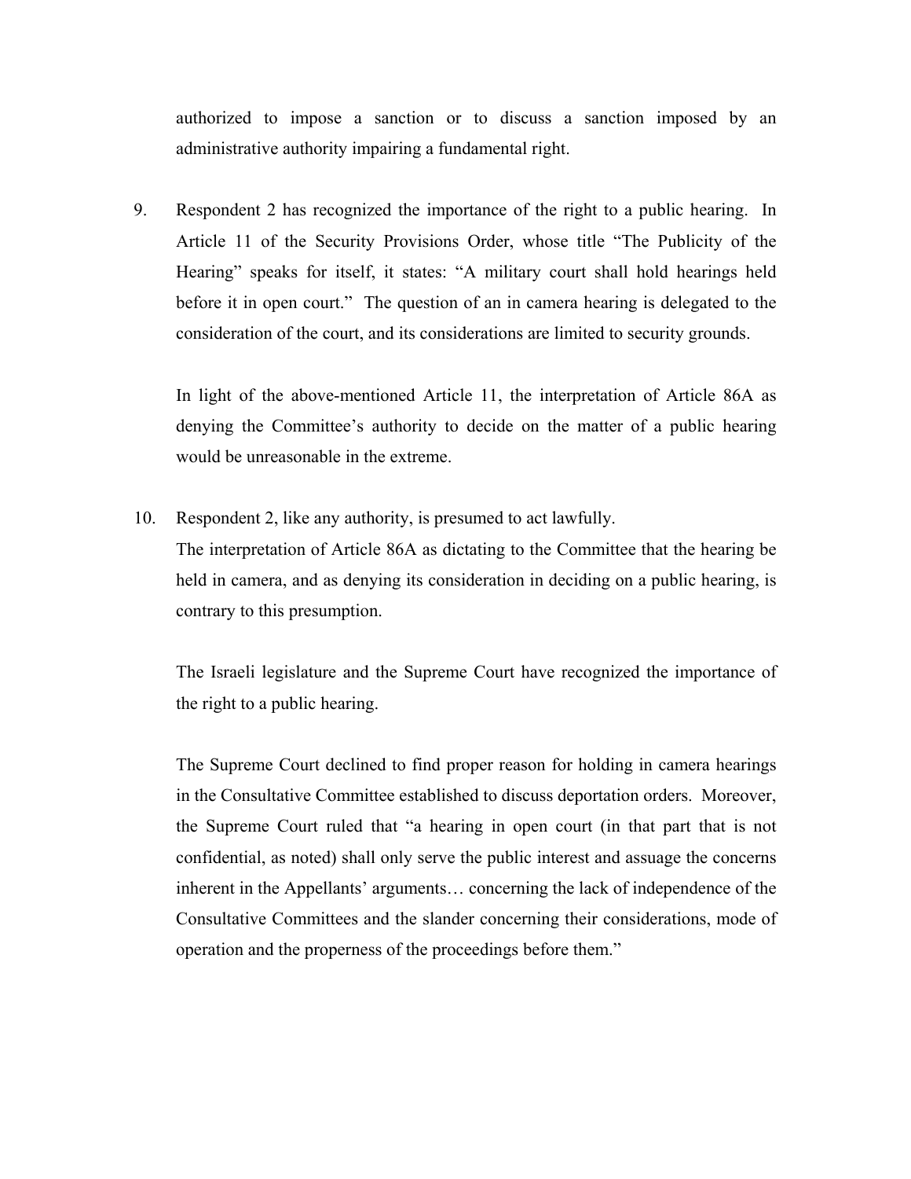authorized to impose a sanction or to discuss a sanction imposed by an administrative authority impairing a fundamental right.

9. Respondent 2 has recognized the importance of the right to a public hearing. In Article 11 of the Security Provisions Order, whose title "The Publicity of the Hearing" speaks for itself, it states: "A military court shall hold hearings held before it in open court." The question of an in camera hearing is delegated to the consideration of the court, and its considerations are limited to security grounds.

   In light of the above-mentioned Article 11, the interpretation of Article 86A as denying the Committee's authority to decide on the matter of a public hearing would be unreasonable in the extreme.

10. Respondent 2, like any authority, is presumed to act lawfully.
    The interpretation of Article 86A as dictating to the Committee that the hearing be held in camera, and as denying its consideration in deciding on a public hearing, is contrary to this presumption.

    The Israeli legislature and the Supreme Court have recognized the importance of the right to a public hearing.

    The Supreme Court declined to find proper reason for holding in camera hearings in the Consultative Committee established to discuss deportation orders. Moreover, the Supreme Court ruled that "a hearing in open court (in that part that is not confidential, as noted) shall only serve the public interest and assuage the concerns inherent in the Appellants' arguments… concerning the lack of independence of the Consultative Committees and the slander concerning their considerations, mode of operation and the properness of the proceedings before them."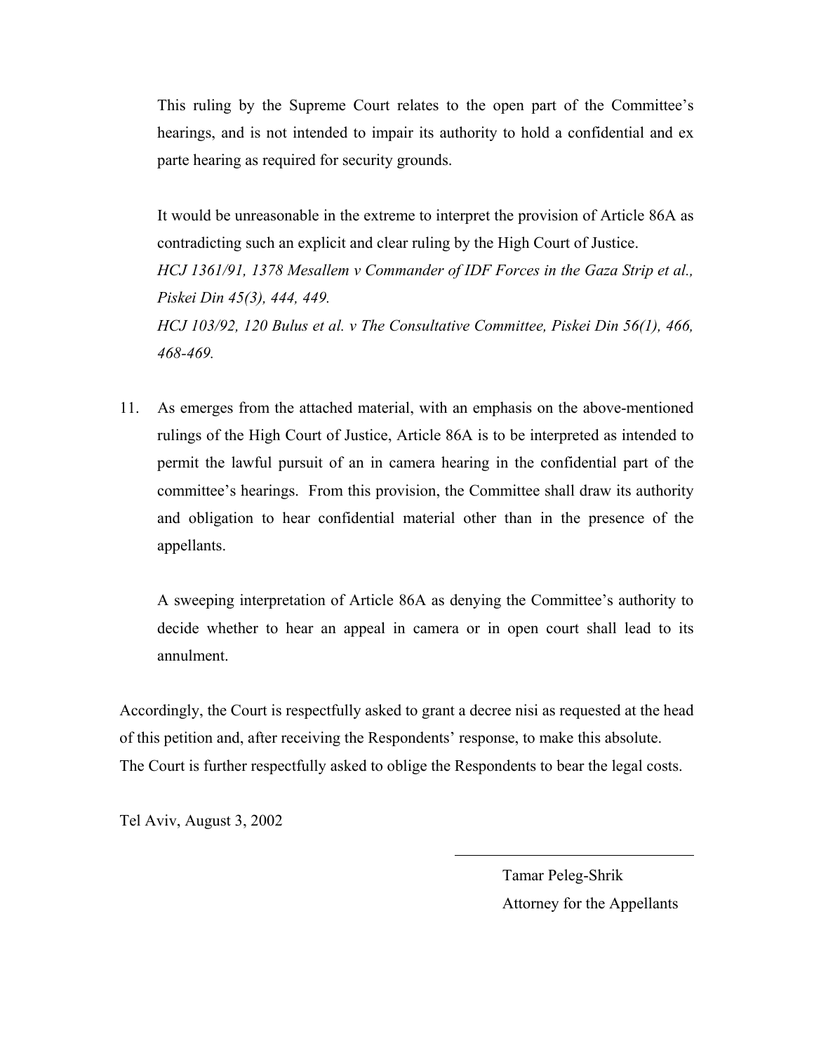This ruling by the Supreme Court relates to the open part of the Committee's hearings, and is not intended to impair its authority to hold a confidential and ex parte hearing as required for security grounds.

It would be unreasonable in the extreme to interpret the provision of Article 86A as contradicting such an explicit and clear ruling by the High Court of Justice.
*HCJ 1361/91, 1378 Mesallem v Commander of IDF Forces in the Gaza Strip et al., Piskei Din 45(3), 444, 449.*
*HCJ 103/92, 120 Bulus et al. v The Consultative Committee, Piskei Din 56(1), 466, 468-469.*

11. As emerges from the attached material, with an emphasis on the above-mentioned rulings of the High Court of Justice, Article 86A is to be interpreted as intended to permit the lawful pursuit of an in camera hearing in the confidential part of the committee's hearings. From this provision, the Committee shall draw its authority and obligation to hear confidential material other than in the presence of the appellants.

    A sweeping interpretation of Article 86A as denying the Committee's authority to decide whether to hear an appeal in camera or in open court shall lead to its annulment.

Accordingly, the Court is respectfully asked to grant a decree nisi as requested at the head of this petition and, after receiving the Respondents' response, to make this absolute.
The Court is further respectfully asked to oblige the Respondents to bear the legal costs.

Tel Aviv, August 3, 2002

Tamar Peleg-Shrik
Attorney for the Appellants